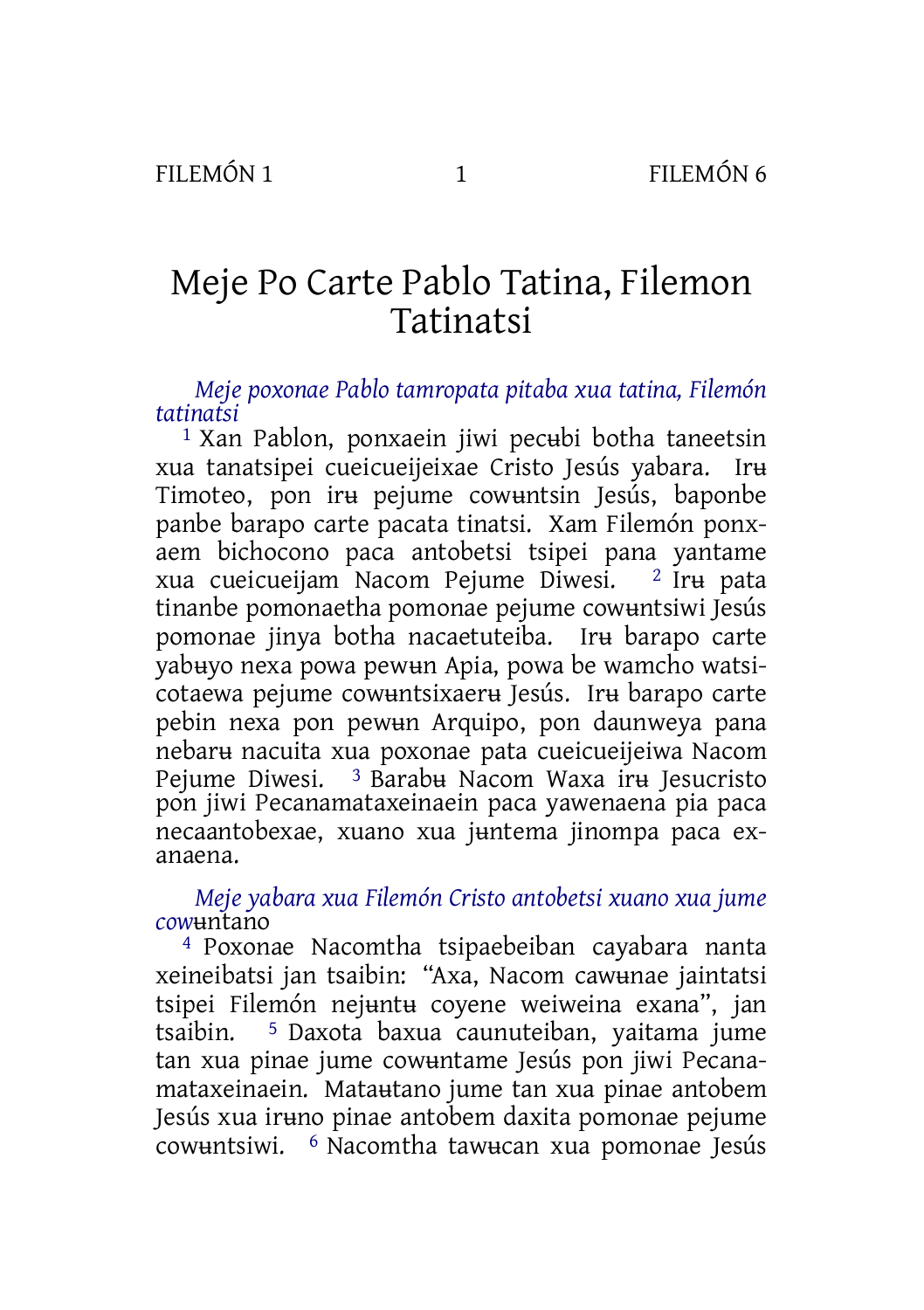# Meje Po Carte Pablo Tatina, Filemon Tatinatsi

*Meje poxonae Pablo tamropata pitaba xua tatina, Filemón tatinatsi*

[1] Xan Pablon, ponxaein jiwi pecʉbi botha taneetsin xua tanatsipei cueicueijeixae Cristo Jesús yabara. Irʉ Timoteo, pon irʉ pejume cowʉntsin Jesús, baponbe panbe barapo carte pacata tinatsi. Xam Filemón ponxaem bichocono paca antobetsi tsipei pana yantame xua cueicueijam Nacom Pejume Diwesi. [2] Irʉ pata tinanbe pomonaetha pomonae pejume cowʉntsiwi Jesús pomonae jinya botha nacaetuteiba. Irʉ barapo carte yabʉyo nexa powa pewʉn Apia, powa be wamcho watsicotaewa pejume cowʉntsixaerʉ Jesús. Irʉ barapo carte pebin nexa pon pewʉn Arquipo, pon daunweya pana nebarʉ nacuita xua poxonae pata cueicueijeiwa Nacom Pejume Diwesi. [3] Barabʉ Nacom Waxa irʉ Jesucristo pon jiwi Pecanamataxeinaein paca yawenaena pia paca necaantobexae, xuano xua jʉntema jinompa paca exanaena.

*Meje yabara xua Filemón Cristo antobetsi xuano xua jume cowʉntano*

[4] Poxonae Nacomtha tsipaebeiban cayabara nanta xeineibatsi jan tsaibin: "Axa, Nacom cawʉnae jaintatsi tsipei Filemón nejʉntʉ coyene weiweina exana", jan tsaibin. [5] Daxota baxua caunuteiban, yaitama jume tan xua pinae jume cowʉntame Jesús pon jiwi Pecanamataxeinaein. Matauʉtano jume tan xua pinae antobem Jesús xua irʉno pinae antobem daxita pomonae pejume cowʉntsiwi. [6] Nacomtha tawʉcan xua pomonae Jesús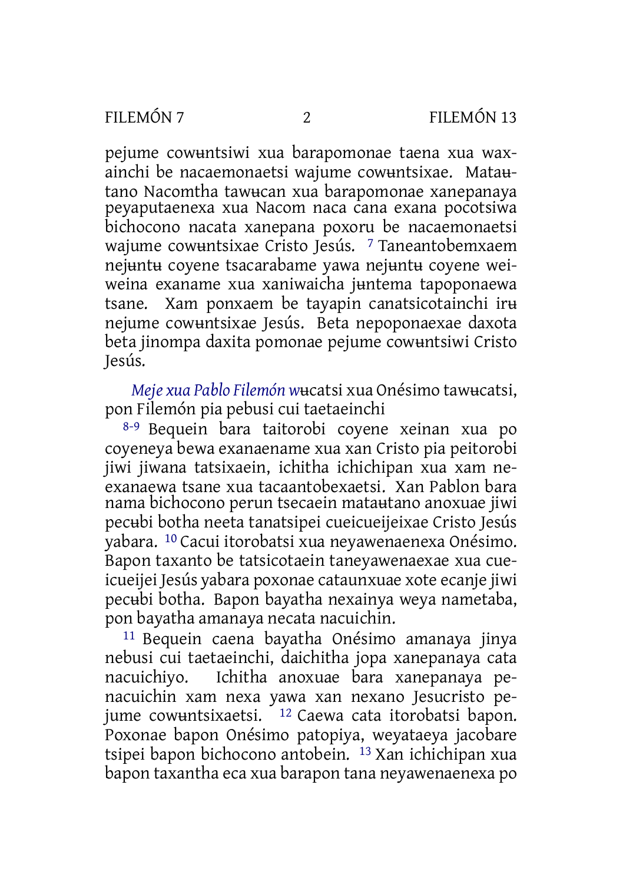pejume cowʉntsiwi xua barapomonae taena xua waxainchi be nacaemonaetsi wajume cowʉntsixae. Matautano Nacomtha tawʉcan xua barapomonae xanepanaya peyaputaenexa xua Nacom naca cana exana pocotsiwa bichocono nacata xanepana poxoru be nacaemonaetsi wajume cowʉntsixae Cristo Jesús. [7] Taneantobemxaem nejʉntʉ coyene tsacarabame yawa nejʉntʉ coyene weiweina exaname xua xaniwaicha jʉntema tapoponaewa tsane. Xam ponxaem be tayapin canatsicotainchi irʉ nejume cowʉntsixae Jesús. Beta nepoponaexae daxota beta jinompa daxita pomonae pejume cowʉntsiwi Cristo Jesús.

*Meje xua Pablo Filemón w*ʉcatsi xua Onésimo tawʉcatsi, pon Filemón pia pebusi cui taetaeinchi

[8-9] Bequein bara taitorobi coyene xeinan xua po coyeneya bewa exanaename xua xan Cristo pia peitorobi jiwi jiwana tatsixaein, ichitha ichichipan xua xam neexanaewa tsane xua tacaantobexaetsi. Xan Pablon bara nama bichocono perun tsecaein matautano anoxuae jiwi pecʉbi botha neeta tanatsipei cueicueijeixae Cristo Jesús yabara. [10] Cacui itorobatsi xua neyawenaenexa Onésimo. Bapon taxanto be tatsicotaein taneyawenaexae xua cueicueijei Jesús yabara poxonae cataunxuae xote ecanje jiwi pecʉbi botha. Bapon bayatha nexainya weya nametaba, pon bayatha amanaya necata nacuichin.

[11] Bequein caena bayatha Onésimo amanaya jinya nebusi cui taetaeinchi, daichitha jopa xanepanaya cata nacuichiyo. Ichitha anoxuae bara xanepanaya penacuichin xam nexa yawa xan nexano Jesucristo pejume cowʉntsixaetsi. [12] Caewa cata itorobatsi bapon. Poxonae bapon Onésimo patopiya, weyataeya jacobare tsipei bapon bichocono antobein. [13] Xan ichichipan xua bapon taxantha eca xua barapon tana neyawenaenexa po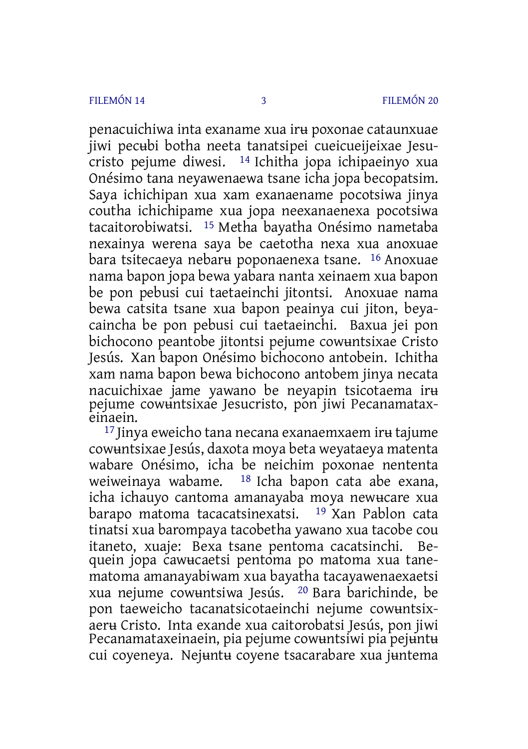penacuichiwa inta exaname xua irʉ poxonae cataunxuae jiwi pecʉbi botha neeta tanatsipei cueicueijeixae Jesucristo pejume diwesi. [14] Ichitha jopa ichipaeinyo xua Onésimo tana neyawenaewa tsane icha jopa becopatsim. Saya ichichipan xua xam exanaename pocotsiwa jinya coutha ichichipame xua jopa neexanaenexa pocotsiwa tacaitorobiwatsi. [15] Metha bayatha Onésimo nametaba nexainya werena saya be caetotha nexa xua anoxuae bara tsitecaeya nebarʉ poponaenexa tsane. [16] Anoxuae nama bapon jopa bewa yabara nanta xeinaem xua bapon be pon pebusi cui taetaeinchi jitontsi. Anoxuae nama bewa catsita tsane xua bapon peainya cui jiton, beyacaincha be pon pebusi cui taetaeinchi. Baxua jei pon bichocono peantobe jitontsi pejume cowʉntsixae Cristo Jesús. Xan bapon Onésimo bichocono antobein. Ichitha xam nama bapon bewa bichocono antobem jinya necata nacuichixae jame yawano be neyapin tsicotaema irʉ pejume cowʉntsixae Jesucristo, pon jiwi Pecanamataxeinaein.

[17] Jinya eweicho tana necana exanaemxaem irʉ tajume cowʉntsixae Jesús, daxota moya beta weyataeya matenta wabare Onésimo, icha be neichim poxonae nententa weiweinaya wabame. [18] Icha bapon cata abe exana, icha ichauyo cantoma amanayaba moya newʉcare xua barapo matoma tacacatsinexatsi. [19] Xan Pablon cata tinatsi xua barompaya tacobetha yawano xua tacobe cou itaneto, xuaje: Bexa tsane pentoma cacatsinchi. Bequein jopa cawʉcaetsi pentoma po matoma xua tanematoma amanayabiwam xua bayatha tacayawenaexaetsi xua nejume cowʉntsiwa Jesús. [20] Bara barichinde, be pon taeweicho tacanatsicotaeinchi nejume cowʉntsixaerʉ Cristo. Inta exande xua caitorobatsi Jesús, pon jiwi Pecanamataxeinaein, pia pejume cowʉntsiwi pia pejʉntʉ cui coyeneya. Nejʉntʉ coyene tsacarabare xua jʉntema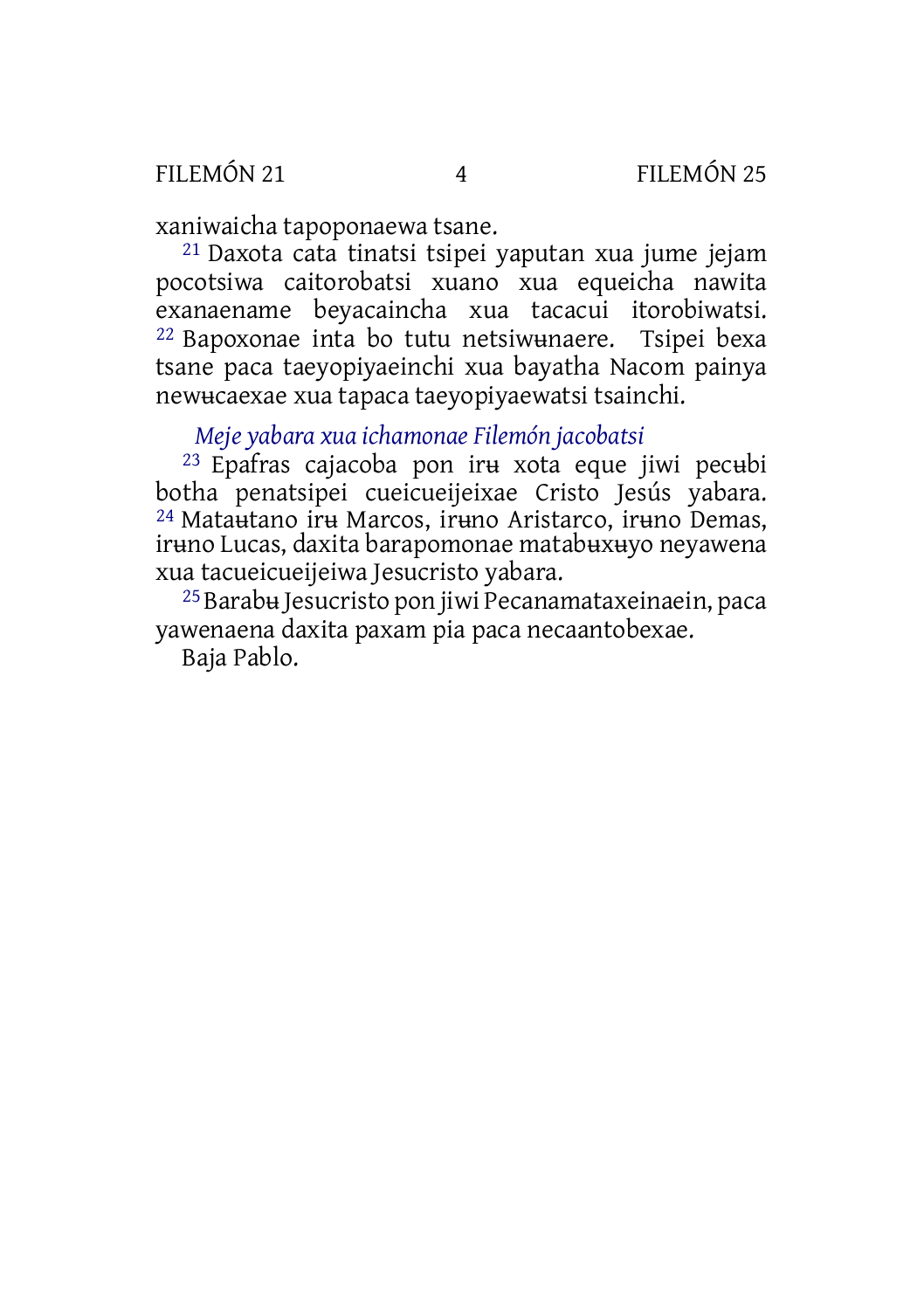xaniwaicha tapoponaewa tsane.

[21] Daxota cata tinatsi tsipei yaputan xua jume jejam pocotsiwa caitorobatsi xuano xua equeicha nawita exanaename beyacaincha xua tacacui itorobiwatsi. [22] Bapoxonae inta bo tutu netsiwʉnaere. Tsipei bexa tsane paca taeyopiyaeinchi xua bayatha Nacom painya newʉcaexae xua tapaca taeyopiyaewatsi tsainchi.

### *Meje yabara xua ichamonae Filemón jacobatsi*

[23] Epafras cajacoba pon irʉ xota eque jiwi pecʉbi botha penatsipei cueicueijeixae Cristo Jesús yabara. [24] Mataʉtano irʉ Marcos, irʉno Aristarco, irʉno Demas, irʉno Lucas, daxita barapomonae matabʉxʉyo neyawena xua tacueicueijeiwa Jesucristo yabara.

[25] Barabʉ Jesucristo pon jiwi Pecanamataxeinaein, paca yawenaena daxita paxam pia paca necaantobexae.

Baja Pablo.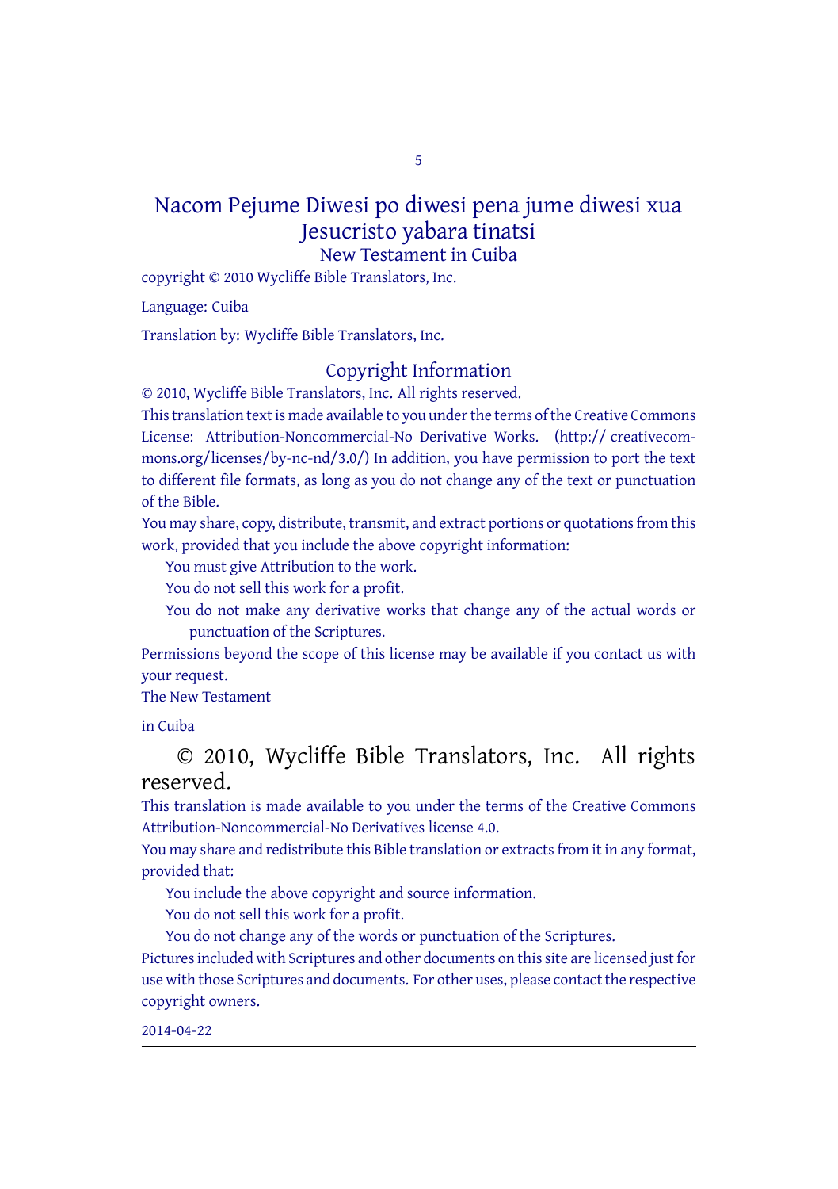# Nacom Pejume Diwesi po diwesi pena jume diwesi xua Jesucristo yabara tinatsi

New Testament in Cuiba

copyright © 2010 Wycliffe Bible Translators, Inc.

Language: Cuiba

Translation by: Wycliffe Bible Translators, Inc.

## Copyright Information

© 2010, Wycliffe Bible Translators, Inc. All rights reserved.

This translation text is made available to you under the terms of the Creative Commons License: Attribution-Noncommercial-No Derivative Works. (http:// creativecommons.org/licenses/by-nc-nd/3.0/) In addition, you have permission to port the text to different file formats, as long as you do not change any of the text or punctuation of the Bible.

You may share, copy, distribute, transmit, and extract portions or quotations from this work, provided that you include the above copyright information:

- You must give Attribution to the work.
- You do not sell this work for a profit.
- You do not make any derivative works that change any of the actual words or punctuation of the Scriptures.

Permissions beyond the scope of this license may be available if you contact us with your request.

The New Testament

in Cuiba

© 2010, Wycliffe Bible Translators, Inc. All rights reserved.

This translation is made available to you under the terms of the Creative Commons Attribution-Noncommercial-No Derivatives license 4.0.

You may share and redistribute this Bible translation or extracts from it in any format, provided that:

- You include the above copyright and source information.
- You do not sell this work for a profit.
- You do not change any of the words or punctuation of the Scriptures.

Pictures included with Scriptures and other documents on this site are licensed just for use with those Scriptures and documents. For other uses, please contact the respective copyright owners.

2014-04-22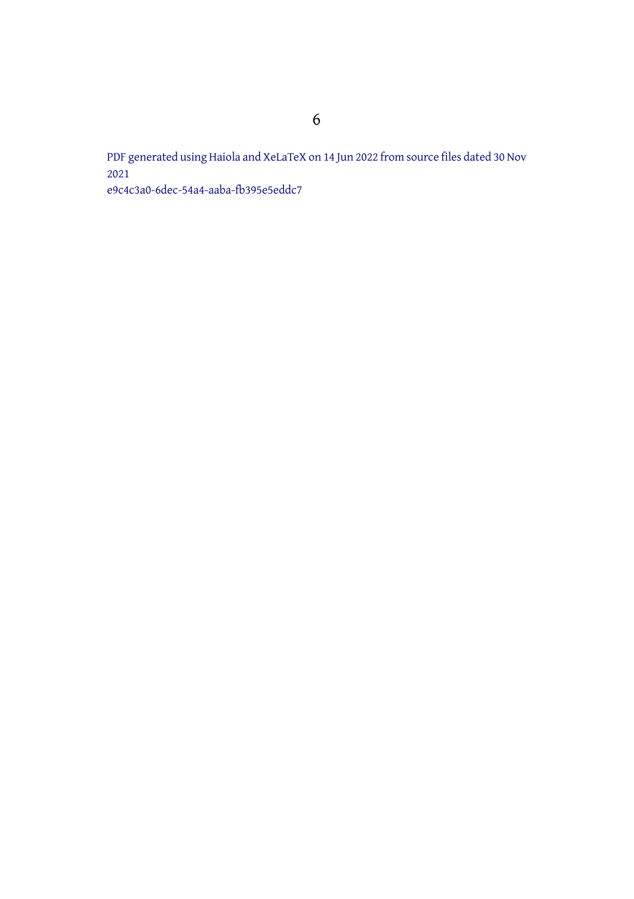PDF generated using Haiola and XeLaTeX on 14 Jun 2022 from source files dated 30 Nov 2021
e9c4c3a0-6dec-54a4-aaba-fb395e5eddc7